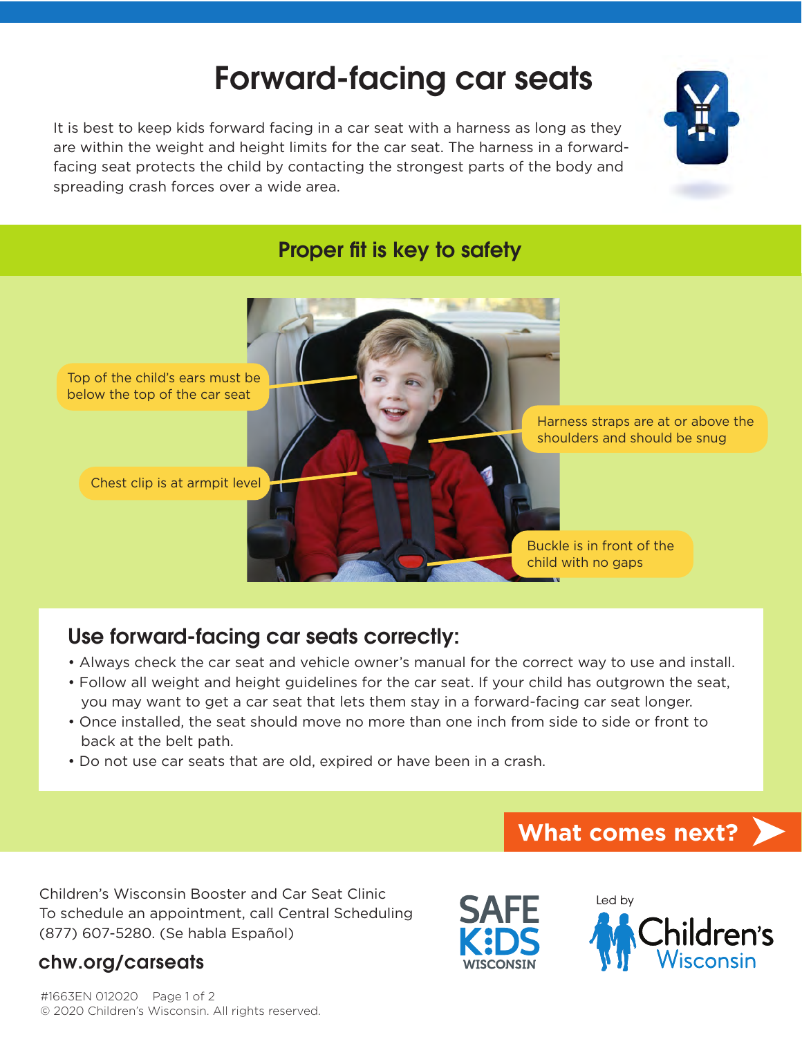# Forward-facing car seats

It is best to keep kids forward facing in a car seat with a harness as long as they are within the weight and height limits for the car seat. The harness in a forward-facing seat protects the child by contacting the strongest parts of the body and spreading crash forces over a wide area.

## Proper fit is key to safety

- Top of the child's ears must be below the top of the car seat
- Harness straps are at or above the shoulders and should be snug
- Chest clip is at armpit level
- Buckle is in front of the child with no gaps

## Use forward-facing car seats correctly:

- Always check the car seat and vehicle owner's manual for the correct way to use and install.
- Follow all weight and height guidelines for the car seat. If your child has outgrown the seat, you may want to get a car seat that lets them stay in a forward-facing car seat longer.
- Once installed, the seat should move no more than one inch from side to side or front to back at the belt path.
- Do not use car seats that are old, expired or have been in a crash.

**What comes next?**

Children's Wisconsin Booster and Car Seat Clinic
To schedule an appointment, call Central Scheduling (877) 607-5280. (Se habla Español)

**chw.org/carseats**

SAFE KIDS WISCONSIN

Led by Children's Wisconsin

#1663EN 012020

© 2020 Children's Wisconsin. All rights reserved.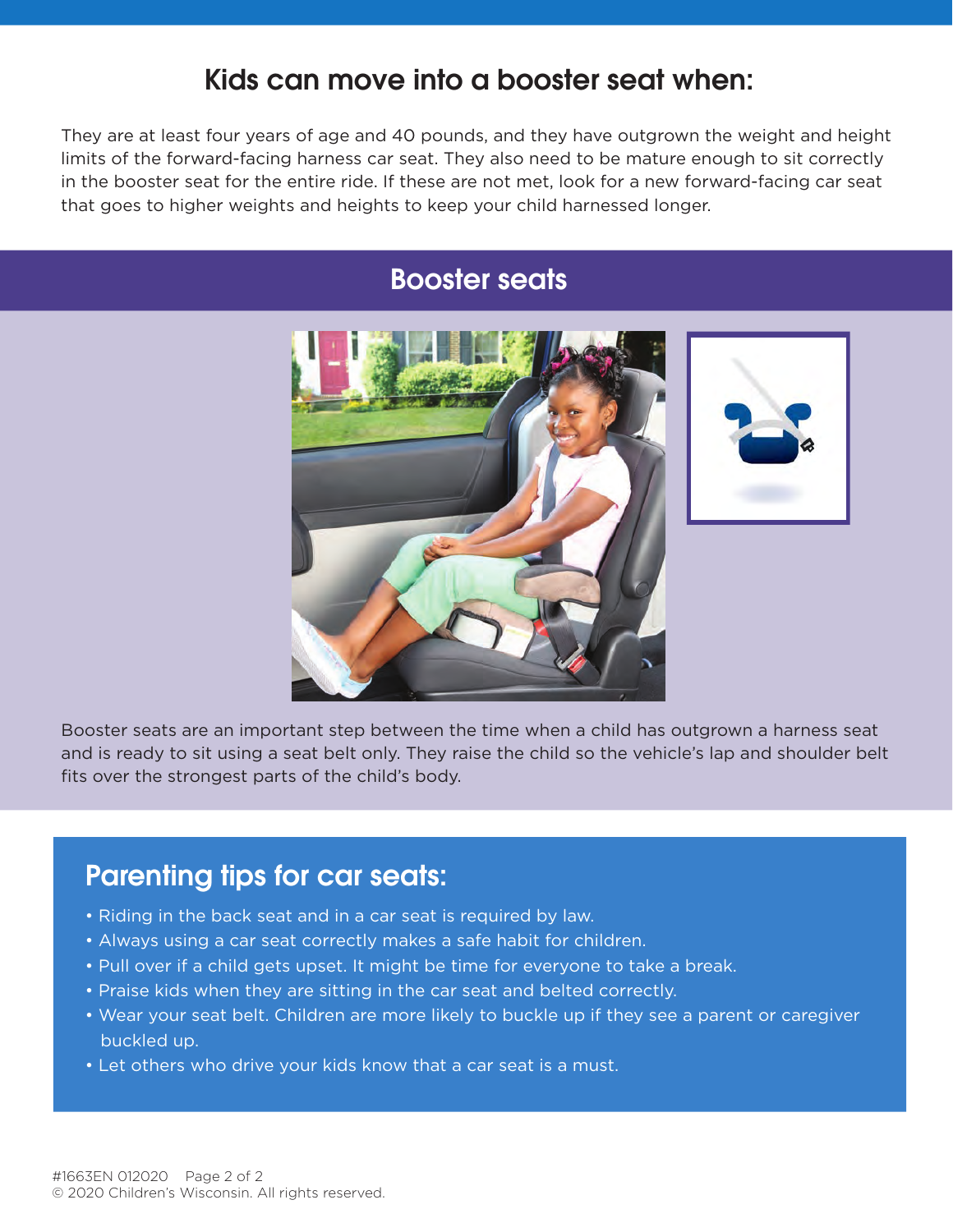## Kids can move into a booster seat when:

They are at least four years of age and 40 pounds, and they have outgrown the weight and height limits of the forward-facing harness car seat. They also need to be mature enough to sit correctly in the booster seat for the entire ride. If these are not met, look for a new forward-facing car seat that goes to higher weights and heights to keep your child harnessed longer.

## Booster seats

Booster seats are an important step between the time when a child has outgrown a harness seat and is ready to sit using a seat belt only. They raise the child so the vehicle's lap and shoulder belt fits over the strongest parts of the child's body.

## Parenting tips for car seats:

- Riding in the back seat and in a car seat is required by law.
- Always using a car seat correctly makes a safe habit for children.
- Pull over if a child gets upset. It might be time for everyone to take a break.
- Praise kids when they are sitting in the car seat and belted correctly.
- Wear your seat belt. Children are more likely to buckle up if they see a parent or caregiver buckled up.
- Let others who drive your kids know that a car seat is a must.

#1663EN 012020

© 2020 Children's Wisconsin. All rights reserved.